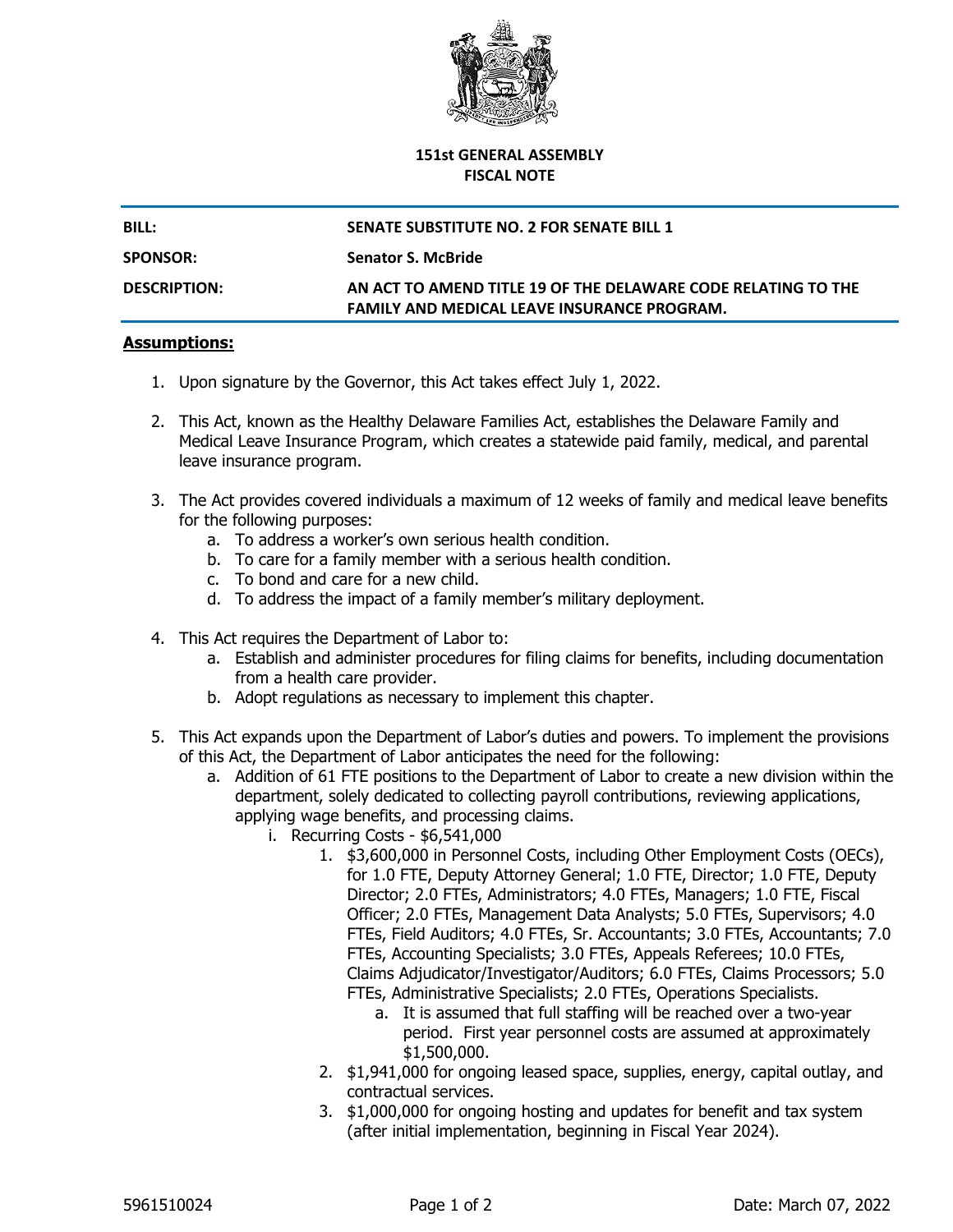**151st GENERAL ASSEMBLY**
**FISCAL NOTE**

| | |
|---|---|
| **BILL:** | **SENATE SUBSTITUTE NO. 2 FOR SENATE BILL 1** |
| **SPONSOR:** | **Senator S. McBride** |
| **DESCRIPTION:** | **AN ACT TO AMEND TITLE 19 OF THE DELAWARE CODE RELATING TO THE FAMILY AND MEDICAL LEAVE INSURANCE PROGRAM.** |

## Assumptions:

1. Upon signature by the Governor, this Act takes effect July 1, 2022.

2. This Act, known as the Healthy Delaware Families Act, establishes the Delaware Family and Medical Leave Insurance Program, which creates a statewide paid family, medical, and parental leave insurance program.

3. The Act provides covered individuals a maximum of 12 weeks of family and medical leave benefits for the following purposes:
   a. To address a worker's own serious health condition.
   b. To care for a family member with a serious health condition.
   c. To bond and care for a new child.
   d. To address the impact of a family member's military deployment.

4. This Act requires the Department of Labor to:
   a. Establish and administer procedures for filing claims for benefits, including documentation from a health care provider.
   b. Adopt regulations as necessary to implement this chapter.

5. This Act expands upon the Department of Labor's duties and powers. To implement the provisions of this Act, the Department of Labor anticipates the need for the following:
   a. Addition of 61 FTE positions to the Department of Labor to create a new division within the department, solely dedicated to collecting payroll contributions, reviewing applications, applying wage benefits, and processing claims.
      i. Recurring Costs - $6,541,000
         1. $3,600,000 in Personnel Costs, including Other Employment Costs (OECs), for 1.0 FTE, Deputy Attorney General; 1.0 FTE, Director; 1.0 FTE, Deputy Director; 2.0 FTEs, Administrators; 4.0 FTEs, Managers; 1.0 FTE, Fiscal Officer; 2.0 FTEs, Management Data Analysts; 5.0 FTEs, Supervisors; 4.0 FTEs, Field Auditors; 4.0 FTEs, Sr. Accountants; 3.0 FTEs, Accountants; 7.0 FTEs, Accounting Specialists; 3.0 FTEs, Appeals Referees; 10.0 FTEs, Claims Adjudicator/Investigator/Auditors; 6.0 FTEs, Claims Processors; 5.0 FTEs, Administrative Specialists; 2.0 FTEs, Operations Specialists.
            a. It is assumed that full staffing will be reached over a two-year period. First year personnel costs are assumed at approximately $1,500,000.
         2. $1,941,000 for ongoing leased space, supplies, energy, capital outlay, and contractual services.
         3. $1,000,000 for ongoing hosting and updates for benefit and tax system (after initial implementation, beginning in Fiscal Year 2024).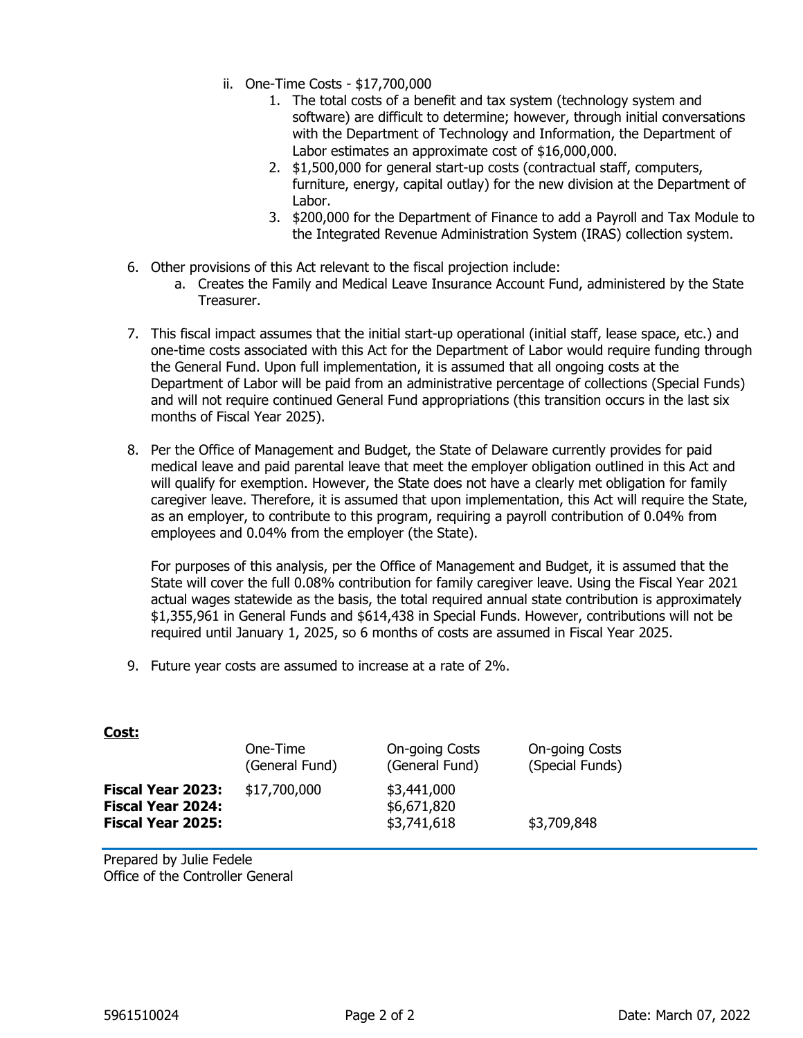ii. One-Time Costs - $17,700,000

1. The total costs of a benefit and tax system (technology system and software) are difficult to determine; however, through initial conversations with the Department of Technology and Information, the Department of Labor estimates an approximate cost of $16,000,000.
2. $1,500,000 for general start-up costs (contractual staff, computers, furniture, energy, capital outlay) for the new division at the Department of Labor.
3. $200,000 for the Department of Finance to add a Payroll and Tax Module to the Integrated Revenue Administration System (IRAS) collection system.

6. Other provisions of this Act relevant to the fiscal projection include:
   a. Creates the Family and Medical Leave Insurance Account Fund, administered by the State Treasurer.

7. This fiscal impact assumes that the initial start-up operational (initial staff, lease space, etc.) and one-time costs associated with this Act for the Department of Labor would require funding through the General Fund. Upon full implementation, it is assumed that all ongoing costs at the Department of Labor will be paid from an administrative percentage of collections (Special Funds) and will not require continued General Fund appropriations (this transition occurs in the last six months of Fiscal Year 2025).

8. Per the Office of Management and Budget, the State of Delaware currently provides for paid medical leave and paid parental leave that meet the employer obligation outlined in this Act and will qualify for exemption. However, the State does not have a clearly met obligation for family caregiver leave. Therefore, it is assumed that upon implementation, this Act will require the State, as an employer, to contribute to this program, requiring a payroll contribution of 0.04% from employees and 0.04% from the employer (the State).

   For purposes of this analysis, per the Office of Management and Budget, it is assumed that the State will cover the full 0.08% contribution for family caregiver leave. Using the Fiscal Year 2021 actual wages statewide as the basis, the total required annual state contribution is approximately $1,355,961 in General Funds and $614,438 in Special Funds. However, contributions will not be required until January 1, 2025, so 6 months of costs are assumed in Fiscal Year 2025.

9. Future year costs are assumed to increase at a rate of 2%.

**Cost:**

| | One-Time (General Fund) | On-going Costs (General Fund) | On-going Costs (Special Funds) |
|---|---|---|---|
| **Fiscal Year 2023:** | $17,700,000 | $3,441,000 | |
| **Fiscal Year 2024:** | | $6,671,820 | |
| **Fiscal Year 2025:** | | $3,741,618 | $3,709,848 |

Prepared by Julie Fedele
Office of the Controller General

5961510024

Date: March 07, 2022